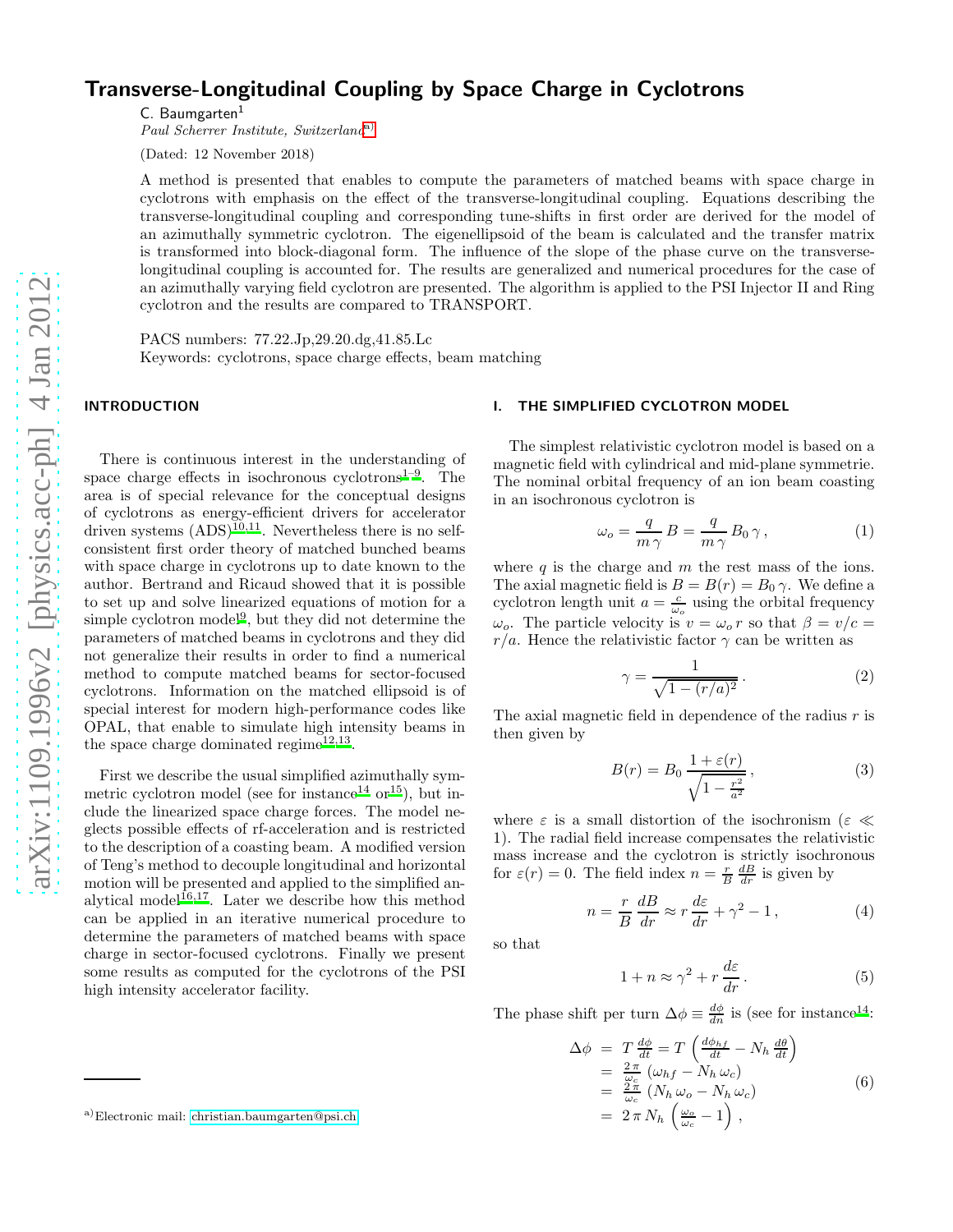# Transverse-Longitudinal Coupling by Space Charge in Cyclotrons

C. Baumgarten[1]

*Paul Scherrer Institute, Switzerland*[a]

(Dated: 12 November 2018)

A method is presented that enables to compute the parameters of matched beams with space charge in cyclotrons with emphasis on the effect of the transverse-longitudinal coupling. Equations describing the transverse-longitudinal coupling and corresponding tune-shifts in first order are derived for the model of an azimuthally symmetric cyclotron. The eigenellipsoid of the beam is calculated and the transfer matrix is transformed into block-diagonal form. The influence of the slope of the phase curve on the transverse-longitudinal coupling is accounted for. The results are generalized and numerical procedures for the case of an azimuthally varying field cyclotron are presented. The algorithm is applied to the PSI Injector II and Ring cyclotron and the results are compared to TRANSPORT.

PACS numbers: 77.22.Jp,29.20.dg,41.85.Lc
Keywords: cyclotrons, space charge effects, beam matching

## INTRODUCTION

There is continuous interest in the understanding of space charge effects in isochronous cyclotrons[1–9]. The area is of special relevance for the conceptual designs of cyclotrons as energy-efficient drivers for accelerator driven systems (ADS)[10,11]. Nevertheless there is no self-consistent first order theory of matched bunched beams with space charge in cyclotrons up to date known to the author. Bertrand and Ricaud showed that it is possible to set up and solve linearized equations of motion for a simple cyclotron model[9], but they did not determine the parameters of matched beams in cyclotrons and they did not generalize their results in order to find a numerical method to compute matched beams for sector-focused cyclotrons. Information on the matched ellipsoid is of special interest for modern high-performance codes like OPAL, that enable to simulate high intensity beams in the space charge dominated regime[12,13].

First we describe the usual simplified azimuthally symmetric cyclotron model (see for instance[14] or[15]), but include the linearized space charge forces. The model neglects possible effects of rf-acceleration and is restricted to the description of a coasting beam. A modified version of Teng's method to decouple longitudinal and horizontal motion will be presented and applied to the simplified analytical model[16,17]. Later we describe how this method can be applied in an iterative numerical procedure to determine the parameters of matched beams with space charge in sector-focused cyclotrons. Finally we present some results as computed for the cyclotrons of the PSI high intensity accelerator facility.

## I. THE SIMPLIFIED CYCLOTRON MODEL

The simplest relativistic cyclotron model is based on a magnetic field with cylindrical and mid-plane symmetrie. The nominal orbital frequency of an ion beam coasting in an isochronous cyclotron is

$$\omega_o = \frac{q}{m\,\gamma}\,B = \frac{q}{m\,\gamma}\,B_0\,\gamma\,, \tag{1}$$

where $q$ is the charge and $m$ the rest mass of the ions. The axial magnetic field is $B = B(r) = B_0\,\gamma$. We define a cyclotron length unit $a = \frac{c}{\omega_o}$ using the orbital frequency $\omega_o$. The particle velocity is $v = \omega_o\,r$ so that $\beta = v/c = r/a$. Hence the relativistic factor $\gamma$ can be written as

$$\gamma = \frac{1}{\sqrt{1-(r/a)^2}}\,. \tag{2}$$

The axial magnetic field in dependence of the radius $r$ is then given by

$$B(r) = B_0\,\frac{1+\varepsilon(r)}{\sqrt{1-\frac{r^2}{a^2}}}\,, \tag{3}$$

where $\varepsilon$ is a small distortion of the isochronism ($\varepsilon \ll 1$). The radial field increase compensates the relativistic mass increase and the cyclotron is strictly isochronous for $\varepsilon(r) = 0$. The field index $n = \frac{r}{B}\,\frac{dB}{dr}$ is given by

$$n = \frac{r}{B}\,\frac{dB}{dr} \approx r\,\frac{d\varepsilon}{dr} + \gamma^2 - 1\,, \tag{4}$$

so that

$$1 + n \approx \gamma^2 + r\,\frac{d\varepsilon}{dr}\,. \tag{5}$$

The phase shift per turn $\Delta\phi \equiv \frac{d\phi}{dn}$ is (see for instance[14]):

$$\begin{aligned}
\Delta\phi &= T\,\frac{d\phi}{dt} = T\,\left(\frac{d\phi_{hf}}{dt} - N_h\,\frac{d\theta}{dt}\right)\\
&= \frac{2\,\pi}{\omega_c}\,(\omega_{hf} - N_h\,\omega_c)\\
&= \frac{2\,\pi}{\omega_c}\,(N_h\,\omega_o - N_h\,\omega_c)\\
&= 2\,\pi\,N_h\,\left(\frac{\omega_o}{\omega_c} - 1\right)\,,
\end{aligned} \tag{6}$$

[a] Electronic mail: christian.baumgarten@psi.ch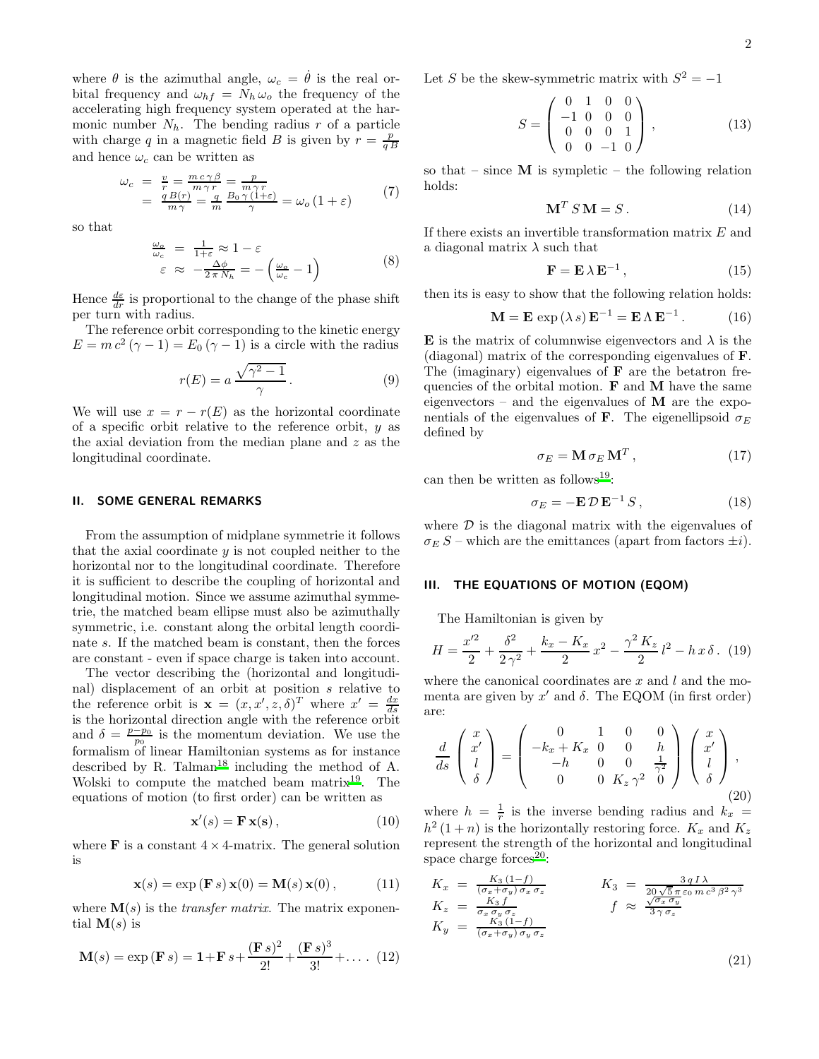where $\theta$ is the azimuthal angle, $\omega_c = \dot{\theta}$ is the real orbital frequency and $\omega_{hf} = N_h\,\omega_o$ the frequency of the accelerating high frequency system operated at the harmonic number $N_h$. The bending radius $r$ of a particle with charge $q$ in a magnetic field $B$ is given by $r = \frac{p}{q\,B}$ and hence $\omega_c$ can be written as

$$
\begin{array}{rcl}
\omega_c & = & \frac{v}{r} = \frac{m\,c\,\gamma\,\beta}{m\,\gamma\,r} = \frac{p}{m\,\gamma\,r} \\
 & = & \frac{q\,B(r)}{m\,\gamma} = \frac{q}{m}\,\frac{B_0\,\gamma\,(1+\varepsilon)}{\gamma} = \omega_o\,(1+\varepsilon)
\end{array} \qquad (7)
$$

so that

$$
\begin{array}{rcl}
\frac{\omega_o}{\omega_c} & = & \frac{1}{1+\varepsilon} \approx 1-\varepsilon \\
\varepsilon & \approx & -\frac{\Delta\phi}{2\,\pi\,N_h} = -\left(\frac{\omega_o}{\omega_c}-1\right)
\end{array} \qquad (8)
$$

Hence $\frac{d\varepsilon}{dr}$ is proportional to the change of the phase shift per turn with radius.

The reference orbit corresponding to the kinetic energy $E = m\,c^2\,(\gamma-1) = E_0\,(\gamma-1)$ is a circle with the radius

$$
r(E) = a\,\frac{\sqrt{\gamma^2-1}}{\gamma}\,. \qquad (9)
$$

We will use $x = r - r(E)$ as the horizontal coordinate of a specific orbit relative to the reference orbit, $y$ as the axial deviation from the median plane and $z$ as the longitudinal coordinate.

## II. SOME GENERAL REMARKS

From the assumption of midplane symmetrie it follows that the axial coordinate $y$ is not coupled neither to the horizontal nor to the longitudinal coordinate. Therefore it is sufficient to describe the coupling of horizontal and longitudinal motion. Since we assume azimuthal symmetrie, the matched beam ellipse must also be azimuthally symmetric, i.e. constant along the orbital length coordinate $s$. If the matched beam is constant, then the forces are constant - even if space charge is taken into account.

The vector describing the (horizontal and longitudinal) displacement of an orbit at position $s$ relative to the reference orbit is $\mathbf{x} = (x, x', z, \delta)^T$ where $x' = \frac{dx}{ds}$ is the horizontal direction angle with the reference orbit and $\delta = \frac{p-p_0}{p_0}$ is the momentum deviation. We use the formalism of linear Hamiltonian systems as for instance described by R. Talman[18] including the method of A. Wolski to compute the matched beam matrix[19]. The equations of motion (to first order) can be written as

$$
\mathbf{x}'(s) = \mathbf{F}\,\mathbf{x}(\mathbf{s})\,, \qquad (10)
$$

where $\mathbf{F}$ is a constant $4\times 4$-matrix. The general solution is

$$
\mathbf{x}(s) = \exp{(\mathbf{F}\,s)}\,\mathbf{x}(0) = \mathbf{M}(s)\,\mathbf{x}(0)\,, \qquad (11)
$$

where $\mathbf{M}(s)$ is the *transfer matrix*. The matrix exponential $\mathbf{M}(s)$ is

$$
\mathbf{M}(s) = \exp{(\mathbf{F}\,s)} = \mathbf{1} + \mathbf{F}\,s + \frac{(\mathbf{F}\,s)^2}{2!} + \frac{(\mathbf{F}\,s)^3}{3!} + \dots \qquad (12)
$$

Let $S$ be the skew-symmetric matrix with $S^2 = -1$

$$
S = \left(\begin{array}{cccc} 0 & 1 & 0 & 0 \\ -1 & 0 & 0 & 0 \\ 0 & 0 & 0 & 1 \\ 0 & 0 & -1 & 0 \end{array}\right)\,, \qquad (13)
$$

so that – since $\mathbf{M}$ is sympletic – the following relation holds:

$$
\mathbf{M}^T\,S\,\mathbf{M} = S\,. \qquad (14)
$$

If there exists an invertible transformation matrix $E$ and a diagonal matrix $\lambda$ such that

$$
\mathbf{F} = \mathbf{E}\,\lambda\,\mathbf{E}^{-1}\,, \qquad (15)
$$

then its is easy to show that the following relation holds:

$$
\mathbf{M} = \mathbf{E}\,\exp{(\lambda\,s)}\,\mathbf{E}^{-1} = \mathbf{E}\,\Lambda\,\mathbf{E}^{-1}\,. \qquad (16)
$$

$\mathbf{E}$ is the matrix of columnwise eigenvectors and $\lambda$ is the (diagonal) matrix of the corresponding eigenvalues of $\mathbf{F}$. The (imaginary) eigenvalues of $\mathbf{F}$ are the betatron frequencies of the orbital motion. $\mathbf{F}$ and $\mathbf{M}$ have the same eigenvectors – and the eigenvalues of $\mathbf{M}$ are the exponentials of the eigenvalues of $\mathbf{F}$. The eigenellipsoid $\sigma_E$ defined by

$$
\sigma_E = \mathbf{M}\,\sigma_E\,\mathbf{M}^T\,, \qquad (17)
$$

can then be written as follows[19]:

$$
\sigma_E = -\mathbf{E}\,\mathcal{D}\,\mathbf{E}^{-1}\,S\,, \qquad (18)
$$

where $\mathcal{D}$ is the diagonal matrix with the eigenvalues of $\sigma_E\,S$ – which are the emittances (apart from factors $\pm i$).

## III. THE EQUATIONS OF MOTION (EQOM)

The Hamiltonian is given by

$$
H = \frac{x'^2}{2} + \frac{\delta^2}{2\,\gamma^2} + \frac{k_x - K_x}{2}\,x^2 - \frac{\gamma^2\,K_z}{2}\,l^2 - h\,x\,\delta\,. \qquad (19)
$$

where the canonical coordinates are $x$ and $l$ and the momenta are given by $x'$ and $\delta$. The EQOM (in first order) are:

$$
\frac{d}{ds}\left(\begin{array}{c} x \\ x' \\ l \\ \delta \end{array}\right) = \left(\begin{array}{cccc} 0 & 1 & 0 & 0 \\ -k_x + K_x & 0 & 0 & h \\ -h & 0 & 0 & \frac{1}{\gamma^2} \\ 0 & 0 & K_z\,\gamma^2 & 0 \end{array}\right)\left(\begin{array}{c} x \\ x' \\ l \\ \delta \end{array}\right)\,, \qquad (20)
$$

where $h = \frac{1}{r}$ is the inverse bending radius and $k_x = h^2\,(1+n)$ is the horizontally restoring force. $K_x$ and $K_z$ represent the strength of the horizontal and longitudinal space charge forces[20]:

$$
\begin{array}{rclrcl}
K_x & = & \frac{K_3\,(1-f)}{(\sigma_x+\sigma_y)\,\sigma_x\,\sigma_z} & K_3 & = & \frac{3\,q\,I\,\lambda}{20\,\sqrt{5}\,\pi\,\varepsilon_0\,m\,c^3\,\beta^2\,\gamma^3} \\
K_z & = & \frac{K_3\,f}{\sigma_x\,\sigma_y\,\sigma_z} & f & \approx & \frac{\sqrt{\sigma_x\,\sigma_y}}{3\,\gamma\,\sigma_z} \\
K_y & = & \frac{K_3\,(1-f)}{(\sigma_x+\sigma_y)\,\sigma_y\,\sigma_z} & & &
\end{array} \qquad (21)
$$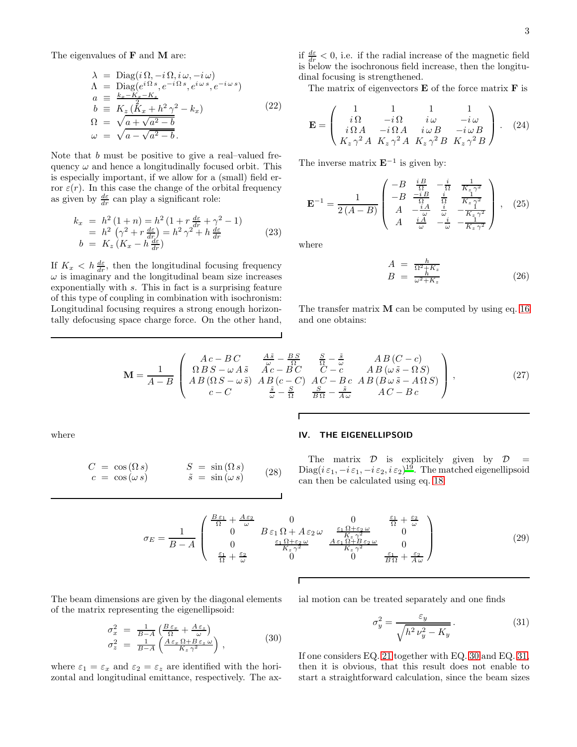The eigenvalues of $\mathbf{F}$ and $\mathbf{M}$ are:

$$
\begin{aligned}
\lambda &= \mathrm{Diag}(i\,\Omega, -i\,\Omega, i\,\omega, -i\,\omega) \\
\Lambda &= \mathrm{Diag}(e^{i\,\Omega\,s}, e^{-i\,\Omega\,s}, e^{i\,\omega\,s}, e^{-i\,\omega\,s}) \\
a &\equiv \tfrac{k_x - K_x - K_z}{2} \\
b &\equiv K_z\,(K_x + h^2\,\gamma^2 - k_x) \\
\Omega &= \sqrt{a + \sqrt{a^2 - b}} \\
\omega &= \sqrt{a - \sqrt{a^2 - b}}\,.
\end{aligned}
\tag{22}
$$

Note that $b$ must be positive to give a real–valued frequency $\omega$ and hence a longitudinally focused orbit. This is especially important, if we allow for a (small) field error $\varepsilon(r)$. In this case the change of the orbital frequency as given by $\frac{d\varepsilon}{dr}$ can play a significant role:

$$
\begin{aligned}
k_x &= h^2\,(1+n) = h^2\,(1 + r\,\tfrac{d\varepsilon}{dr} + \gamma^2 - 1) \\
&= h^2\,\left(\gamma^2 + r\,\tfrac{d\varepsilon}{dr}\right) = h^2\,\gamma^2 + h\,\tfrac{d\varepsilon}{dr} \\
b &= K_z\,(K_x - h\,\tfrac{d\varepsilon}{dr})
\end{aligned}
\tag{23}
$$

If $K_x < h\,\frac{d\varepsilon}{dr}$, then the longitudinal focusing frequency $\omega$ is imaginary and the longitudinal beam size increases exponentially with $s$. This in fact is a surprising feature of this type of coupling in combination with isochronism: Longitudinal focusing requires a strong enough horizontally defocusing space charge force. On the other hand, if $\frac{d\varepsilon}{dr} < 0$, i.e. if the radial increase of the magnetic field is below the isochronous field increase, then the longitudinal focusing is strengthened.

The matrix of eigenvectors $\mathbf{E}$ of the force matrix $\mathbf{F}$ is

$$
\mathbf{E} = \begin{pmatrix}
1 & 1 & 1 & 1 \\
i\,\Omega & -i\,\Omega & i\,\omega & -i\,\omega \\
i\,\Omega\,A & -i\,\Omega\,A & i\,\omega\,B & -i\,\omega\,B \\
K_z\,\gamma^2\,A & K_z\,\gamma^2\,A & K_z\,\gamma^2\,B & K_z\,\gamma^2\,B
\end{pmatrix}\,. \tag{24}
$$

The inverse matrix $\mathbf{E}^{-1}$ is given by:

$$
\mathbf{E}^{-1} = \frac{1}{2\,(A-B)} \begin{pmatrix}
-B & \frac{i\,B}{\Omega} & -\frac{i}{\Omega} & \frac{1}{K_z\,\gamma^2} \\
-B & \frac{-i\,B}{\Omega} & \frac{i}{\Omega} & \frac{1}{K_z\,\gamma^2} \\
A & -\frac{i\,A}{\omega} & \frac{i}{\omega} & -\frac{1}{K_z\,\gamma^2} \\
A & \frac{i\,A}{\omega} & -\frac{i}{\omega} & -\frac{1}{K_z\,\gamma^2}
\end{pmatrix}\,, \tag{25}
$$

where

$$
\begin{aligned}
A &= \tfrac{h}{\Omega^2 + K_z} \\
B &= \tfrac{h}{\omega^2 + K_z}
\end{aligned}
\tag{26}
$$

The transfer matrix $\mathbf{M}$ can be computed by using eq. 16 and one obtains:

$$
\mathbf{M} = \frac{1}{A-B} \begin{pmatrix}
A\,c - B\,C & \frac{A\,\tilde{s}}{\omega} - \frac{B\,S}{\Omega} & \frac{S}{\Omega} - \frac{\tilde{s}}{\omega} & A\,B\,(C-c) \\
\Omega\,B\,S - \omega\,A\,\tilde{s} & A\,c - B\,C & C - c & A\,B\,(\omega\,\tilde{s} - \Omega\,S) \\
A\,B\,(\Omega\,S - \omega\,\tilde{s}) & A\,B\,(c - C) & A\,C - B\,c & A\,B\,(B\,\omega\,\tilde{s} - A\,\Omega\,S) \\
c - C & \frac{\tilde{s}}{\omega} - \frac{S}{\Omega} & \frac{S}{B\,\Omega} - \frac{\tilde{s}}{A\,\omega} & A\,C - B\,c
\end{pmatrix}\,, \tag{27}
$$

where

$$
\begin{aligned}
C &= \cos(\Omega\,s) \qquad & S &= \sin(\Omega\,s) \\
c &= \cos(\omega\,s) \qquad & \tilde{s} &= \sin(\omega\,s)
\end{aligned}
\tag{28}
$$

## IV. THE EIGENELLIPSOID

The matrix $\mathcal{D}$ is explicitely given by $\mathcal{D} = \mathrm{Diag}(i\,\varepsilon_1, -i\,\varepsilon_1, -i\,\varepsilon_2, i\,\varepsilon_2)$[19]. The matched eigenellipsoid can then be calculated using eq. 18:

$$
\sigma_E = \frac{1}{B-A} \begin{pmatrix}
\frac{B\,\varepsilon_1}{\Omega} + \frac{A\,\varepsilon_2}{\omega} & 0 & 0 & \frac{\varepsilon_1}{\Omega} + \frac{\varepsilon_2}{\omega} \\
0 & B\,\varepsilon_1\,\Omega + A\,\varepsilon_2\,\omega & \frac{\varepsilon_1\,\Omega + \varepsilon_2\,\omega}{K_z\,\gamma^2} & 0 \\
0 & \frac{\varepsilon_1\,\Omega + \varepsilon_2\,\omega}{K_z\,\gamma^2} & \frac{A\,\varepsilon_1\,\Omega + B\,\varepsilon_2\,\omega}{K_z\,\gamma^2} & 0 \\
\frac{\varepsilon_1}{\Omega} + \frac{\varepsilon_2}{\omega} & 0 & 0 & \frac{\varepsilon_1}{B\,\Omega} + \frac{\varepsilon_2}{A\,\omega}
\end{pmatrix} \tag{29}
$$

The beam dimensions are given by the diagonal elements of the matrix representing the eigenellipsoid:

$$
\begin{aligned}
\sigma_x^2 &= \tfrac{1}{B-A}\left(\tfrac{B\,\varepsilon_x}{\Omega} + \tfrac{A\,\varepsilon_z}{\omega}\right) \\
\sigma_z^2 &= \tfrac{1}{B-A}\left(\tfrac{A\,\varepsilon_x\,\Omega + B\,\varepsilon_z\,\omega}{K_z\,\gamma^2}\right)\,,
\end{aligned}
\tag{30}
$$

where $\varepsilon_1 = \varepsilon_x$ and $\varepsilon_2 = \varepsilon_z$ are identified with the horizontal and longitudinal emittance, respectively. The axial motion can be treated separately and one finds

$$
\sigma_y^2 = \frac{\varepsilon_y}{\sqrt{h^2\,\nu_y^2 - K_y}}\,. \tag{31}
$$

If one considers EQ. 21 together with EQ. 30 and EQ. 31, then it is obvious, that this result does not enable to start a straightforward calculation, since the beam sizes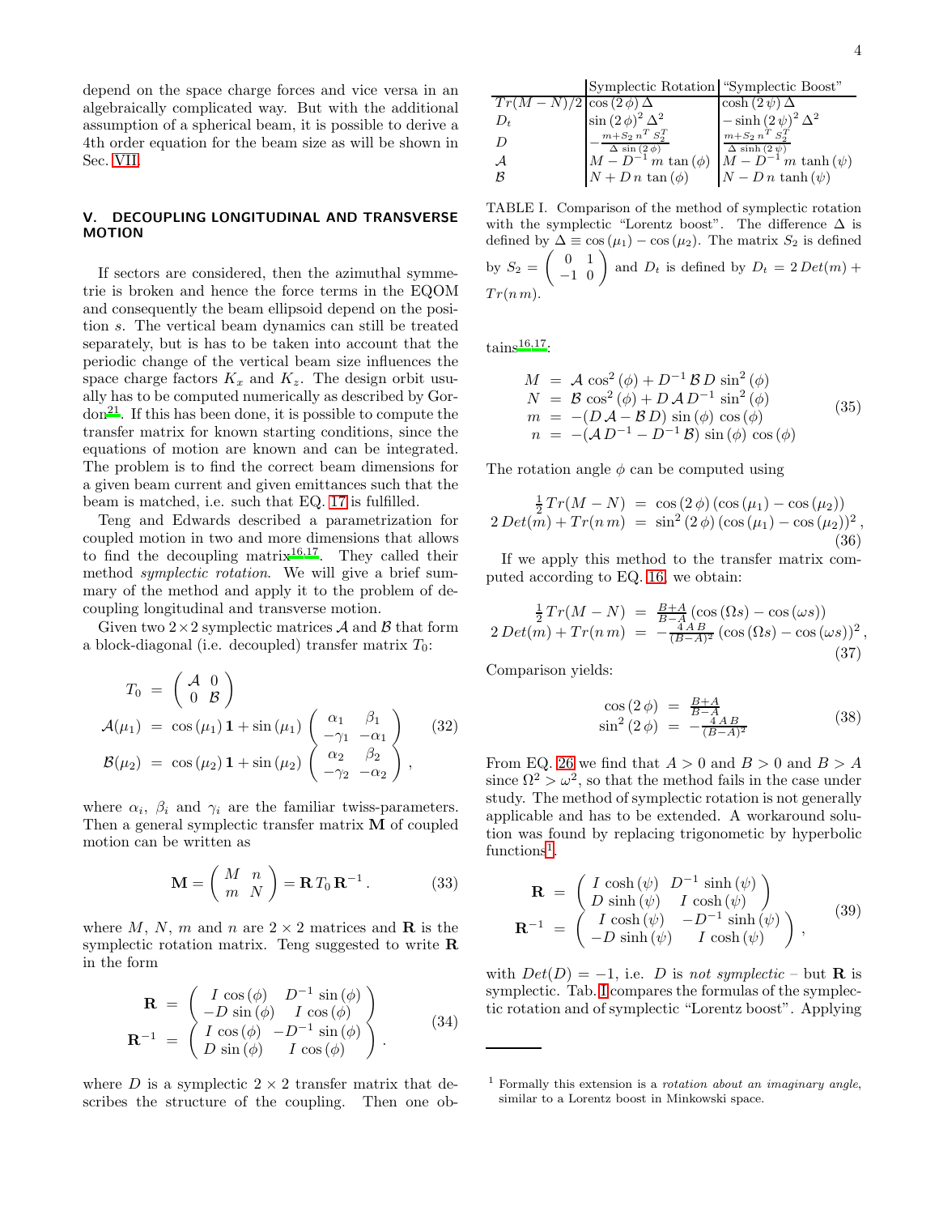depend on the space charge forces and vice versa in an algebraically complicated way. But with the additional assumption of a spherical beam, it is possible to derive a 4th order equation for the beam size as will be shown in Sec. VII.

## V. DECOUPLING LONGITUDINAL AND TRANSVERSE MOTION

If sectors are considered, then the azimuthal symmetrie is broken and hence the force terms in the EQOM and consequently the beam ellipsoid depend on the position $s$. The vertical beam dynamics can still be treated separately, but is has to be taken into account that the periodic change of the vertical beam size influences the space charge factors $K_x$ and $K_z$. The design orbit usually has to be computed numerically as described by Gordon[21]. If this has been done, it is possible to compute the transfer matrix for known starting conditions, since the equations of motion are known and can be integrated. The problem is to find the correct beam dimensions for a given beam current and given emittances such that the beam is matched, i.e. such that EQ. 17 is fulfilled.

Teng and Edwards described a parametrization for coupled motion in two and more dimensions that allows to find the decoupling matrix[16,17]. They called their method *symplectic rotation*. We will give a brief summary of the method and apply it to the problem of decoupling longitudinal and transverse motion.

Given two $2\times 2$ symplectic matrices $\mathcal{A}$ and $\mathcal{B}$ that form a block-diagonal (i.e. decoupled) transfer matrix $T_0$:

$$
\begin{aligned}
T_0 &= \begin{pmatrix} \mathcal{A} & 0 \\ 0 & \mathcal{B} \end{pmatrix} \\
\mathcal{A}(\mu_1) &= \cos(\mu_1)\,\mathbf{1} + \sin(\mu_1) \begin{pmatrix} \alpha_1 & \beta_1 \\ -\gamma_1 & -\alpha_1 \end{pmatrix} \\
\mathcal{B}(\mu_2) &= \cos(\mu_2)\,\mathbf{1} + \sin(\mu_2) \begin{pmatrix} \alpha_2 & \beta_2 \\ -\gamma_2 & -\alpha_2 \end{pmatrix},
\end{aligned}
\tag{32}
$$

where $\alpha_i$, $\beta_i$ and $\gamma_i$ are the familiar twiss-parameters. Then a general symplectic transfer matrix $\mathbf{M}$ of coupled motion can be written as

$$
\mathbf{M} = \begin{pmatrix} M & n \\ m & N \end{pmatrix} = \mathbf{R}\, T_0\, \mathbf{R}^{-1}\,. \tag{33}
$$

where $M$, $N$, $m$ and $n$ are $2\times 2$ matrices and $\mathbf{R}$ is the symplectic rotation matrix. Teng suggested to write $\mathbf{R}$ in the form

$$
\begin{aligned}
\mathbf{R} &= \begin{pmatrix} I\cos(\phi) & D^{-1}\sin(\phi) \\ -D\sin(\phi) & I\cos(\phi) \end{pmatrix} \\
\mathbf{R}^{-1} &= \begin{pmatrix} I\cos(\phi) & -D^{-1}\sin(\phi) \\ D\sin(\phi) & I\cos(\phi) \end{pmatrix}.
\end{aligned}
\tag{34}
$$

where $D$ is a symplectic $2\times 2$ transfer matrix that describes the structure of the coupling. Then one obtains[16,17]:

$$
\begin{aligned}
M &= \mathcal{A}\cos^2(\phi) + D^{-1}\,\mathcal{B}\,D\,\sin^2(\phi) \\
N &= \mathcal{B}\cos^2(\phi) + D\,\mathcal{A}\,D^{-1}\,\sin^2(\phi) \\
m &= -(D\,\mathcal{A} - \mathcal{B}\,D)\,\sin(\phi)\,\cos(\phi) \\
n &= -(\mathcal{A}\,D^{-1} - D^{-1}\,\mathcal{B})\,\sin(\phi)\,\cos(\phi)
\end{aligned}
\tag{35}
$$

The rotation angle $\phi$ can be computed using

$$
\begin{aligned}
\tfrac{1}{2}\,Tr(M-N) &= \cos(2\,\phi)\,(\cos(\mu_1) - \cos(\mu_2)) \\
2\,Det(m) + Tr(n\,m) &= \sin^2(2\,\phi)\,(\cos(\mu_1) - \cos(\mu_2))^2\,,
\end{aligned}
\tag{36}
$$

If we apply this method to the transfer matrix computed according to EQ. 16, we obtain:

$$
\begin{aligned}
\tfrac{1}{2}\,Tr(M-N) &= \tfrac{B+A}{B-A}\,(\cos(\Omega s) - \cos(\omega s)) \\
2\,Det(m) + Tr(n\,m) &= -\tfrac{4\,A\,B}{(B-A)^2}\,(\cos(\Omega s) - \cos(\omega s))^2\,,
\end{aligned}
\tag{37}
$$

Comparison yields:

$$
\begin{aligned}
\cos(2\,\phi) &= \tfrac{B+A}{B-A} \\
\sin^2(2\,\phi) &= -\tfrac{4\,A\,B}{(B-A)^2}
\end{aligned}
\tag{38}
$$

From EQ. 26 we find that $A > 0$ and $B > 0$ and $B > A$ since $\Omega^2 > \omega^2$, so that the method fails in the case under study. The method of symplectic rotation is not generally applicable and has to be extended. A workaround solution was found by replacing trigonometic by hyperbolic functions[1].

$$
\begin{aligned}
\mathbf{R} &= \begin{pmatrix} I\cosh(\psi) & D^{-1}\sinh(\psi) \\ D\sinh(\psi) & I\cosh(\psi) \end{pmatrix} \\
\mathbf{R}^{-1} &= \begin{pmatrix} I\cosh(\psi) & -D^{-1}\sinh(\psi) \\ -D\sinh(\psi) & I\cosh(\psi) \end{pmatrix},
\end{aligned}
\tag{39}
$$

with $Det(D) = -1$, i.e. $D$ is *not symplectic* – but $\mathbf{R}$ is symplectic. Tab. I compares the formulas of the symplectic rotation and of symplectic "Lorentz boost". Applying

| | Symplectic Rotation | "Symplectic Boost" |
|---|---|---|
| $Tr(M-N)/2$ | $\cos(2\,\phi)\,\Delta$ | $\cosh(2\,\psi)\,\Delta$ |
| $D_t$ | $\sin(2\,\phi)^2\,\Delta^2$ | $-\sinh(2\,\psi)^2\,\Delta^2$ |
| $D$ | $-\frac{m+S_2\,n^T\,S_2^T}{\Delta\,\sin(2\,\phi)}$ | $\frac{m+S_2\,n^T\,S_2^T}{\Delta\,\sinh(2\,\psi)}$ |
| $\mathcal{A}$ | $M - D^{-1}\,m\,\tan(\phi)$ | $M - D^{-1}\,m\,\tanh(\psi)$ |
| $\mathcal{B}$ | $N + D\,n\,\tan(\phi)$ | $N - D\,n\,\tanh(\psi)$ |

TABLE I. Comparison of the method of symplectic rotation with the symplectic "Lorentz boost". The difference $\Delta$ is defined by $\Delta \equiv \cos(\mu_1) - \cos(\mu_2)$. The matrix $S_2$ is defined by $S_2 = \begin{pmatrix} 0 & 1 \\ -1 & 0 \end{pmatrix}$ and $D_t$ is defined by $D_t = 2\,Det(m) + Tr(n\,m)$.

[1] Formally this extension is a *rotation about an imaginary angle*, similar to a Lorentz boost in Minkowski space.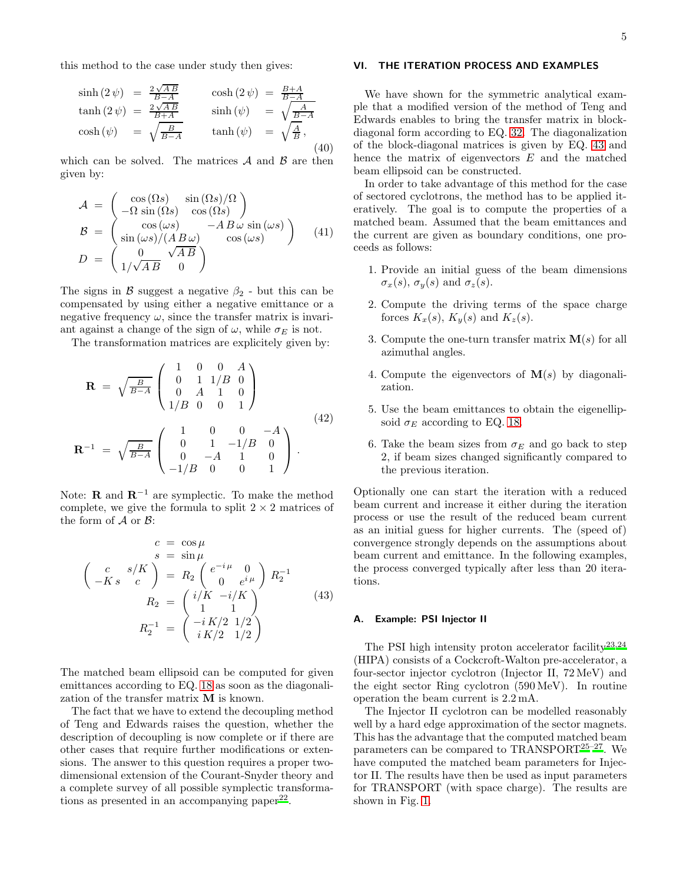this method to the case under study then gives:

$$
\begin{array}{llll}
\sinh(2\psi) & = \frac{2\sqrt{A\,B}}{B-A} & \cosh(2\psi) & = \frac{B+A}{B-A} \\
\tanh(2\psi) & = \frac{2\sqrt{A\,B}}{B+A} & \sinh(\psi) & = \sqrt{\frac{A}{B-A}} \\
\cosh(\psi) & = \sqrt{\frac{B}{B-A}} & \tanh(\psi) & = \sqrt{\frac{A}{B}},
\end{array}
\tag{40}
$$

which can be solved. The matrices $\mathcal{A}$ and $\mathcal{B}$ are then given by:

$$
\begin{aligned}
\mathcal{A} &= \begin{pmatrix} \cos(\Omega s) & \sin(\Omega s)/\Omega \\ -\Omega\,\sin(\Omega s) & \cos(\Omega s) \end{pmatrix} \\
\mathcal{B} &= \begin{pmatrix} \cos(\omega s) & -A\,B\,\omega\,\sin(\omega s) \\ \sin(\omega s)/(A\,B\,\omega) & \cos(\omega s) \end{pmatrix} \\
D &= \begin{pmatrix} 0 & \sqrt{A\,B} \\ 1/\sqrt{A\,B} & 0 \end{pmatrix}
\end{aligned}
\tag{41}
$$

The signs in $\mathcal{B}$ suggest a negative $\beta_2$ - but this can be compensated by using either a negative emittance or a negative frequency $\omega$, since the transfer matrix is invariant against a change of the sign of $\omega$, while $\sigma_E$ is not.

The transformation matrices are explicitely given by:

$$
\begin{aligned}
\mathbf{R} &= \sqrt{\tfrac{B}{B-A}} \begin{pmatrix} 1 & 0 & 0 & A \\ 0 & 1 & 1/B & 0 \\ 0 & A & 1 & 0 \\ 1/B & 0 & 0 & 1 \end{pmatrix} \\
\mathbf{R}^{-1} &= \sqrt{\tfrac{B}{B-A}} \begin{pmatrix} 1 & 0 & 0 & -A \\ 0 & 1 & -1/B & 0 \\ 0 & -A & 1 & 0 \\ -1/B & 0 & 0 & 1 \end{pmatrix}.
\end{aligned}
\tag{42}
$$

Note: $\mathbf{R}$ and $\mathbf{R}^{-1}$ are symplectic. To make the method complete, we give the formula to split $2 \times 2$ matrices of the form of $\mathcal{A}$ or $\mathcal{B}$:

$$
\begin{aligned}
c &= \cos\mu \\
s &= \sin\mu \\
\begin{pmatrix} c & s/K \\ -K\,s & c \end{pmatrix} &= R_2 \begin{pmatrix} e^{-i\,\mu} & 0 \\ 0 & e^{i\,\mu} \end{pmatrix} R_2^{-1} \\
R_2 &= \begin{pmatrix} i/K & -i/K \\ 1 & 1 \end{pmatrix} \\
R_2^{-1} &= \begin{pmatrix} -i\,K/2 & 1/2 \\ i\,K/2 & 1/2 \end{pmatrix}
\end{aligned}
\tag{43}
$$

The matched beam ellipsoid can be computed for given emittances according to EQ. 18 as soon as the diagonalization of the transfer matrix $\mathbf{M}$ is known.

The fact that we have to extend the decoupling method of Teng and Edwards raises the question, whether the description of decoupling is now complete or if there are other cases that require further modifications or extensions. The answer to this question requires a proper two-dimensional extension of the Courant-Snyder theory and a complete survey of all possible symplectic transformations as presented in an accompanying paper[22].

## VI. THE ITERATION PROCESS AND EXAMPLES

We have shown for the symmetric analytical example that a modified version of the method of Teng and Edwards enables to bring the transfer matrix in block-diagonal form according to EQ. 32. The diagonalization of the block-diagonal matrices is given by EQ. 43 and hence the matrix of eigenvectors $E$ and the matched beam ellipsoid can be constructed.

In order to take advantage of this method for the case of sectored cyclotrons, the method has to be applied iteratively. The goal is to compute the properties of a matched beam. Assumed that the beam emittances and the current are given as boundary conditions, one proceeds as follows:

1. Provide an initial guess of the beam dimensions $\sigma_x(s)$, $\sigma_y(s)$ and $\sigma_z(s)$.
2. Compute the driving terms of the space charge forces $K_x(s)$, $K_y(s)$ and $K_z(s)$.
3. Compute the one-turn transfer matrix $\mathbf{M}(s)$ for all azimuthal angles.
4. Compute the eigenvectors of $\mathbf{M}(s)$ by diagonalization.
5. Use the beam emittances to obtain the eigenellipsoid $\sigma_E$ according to EQ. 18.
6. Take the beam sizes from $\sigma_E$ and go back to step 2, if beam sizes changed significantly compared to the previous iteration.

Optionally one can start the iteration with a reduced beam current and increase it either during the iteration process or use the result of the reduced beam current as an initial guess for higher currents. The (speed of) convergence strongly depends on the assumptions about beam current and emittance. In the following examples, the process converged typically after less than 20 iterations.

### A. Example: PSI Injector II

The PSI high intensity proton accelerator facility[23,24] (HIPA) consists of a Cockcroft-Walton pre-accelerator, a four-sector injector cyclotron (Injector II, 72 MeV) and the eight sector Ring cyclotron (590 MeV). In routine operation the beam current is 2.2 mA.

The Injector II cyclotron can be modelled reasonably well by a hard edge approximation of the sector magnets. This has the advantage that the computed matched beam parameters can be compared to TRANSPORT[25–27]. We have computed the matched beam parameters for Injector II. The results have then be used as input parameters for TRANSPORT (with space charge). The results are shown in Fig. 1.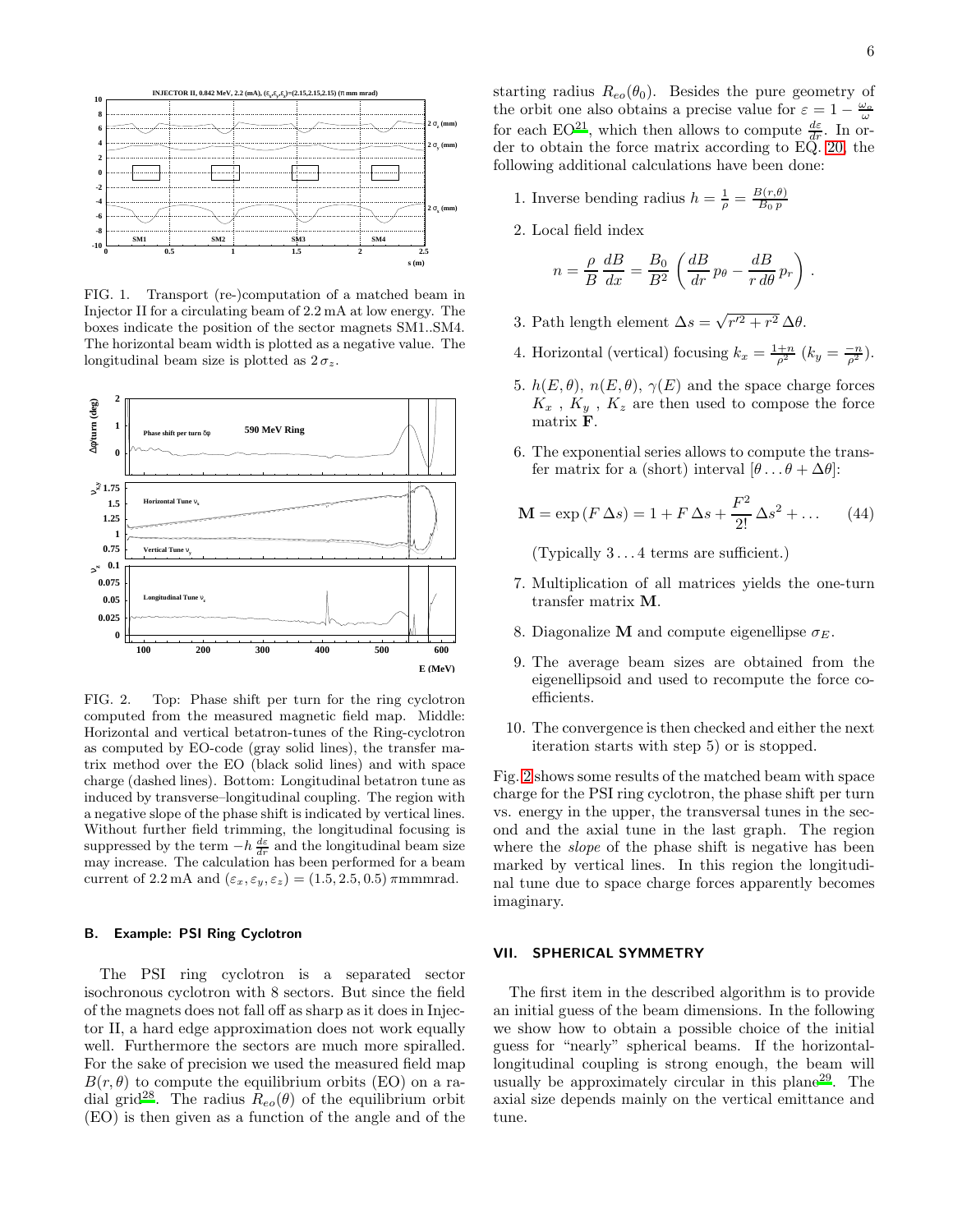FIG. 1. Transport (re-)computation of a matched beam in Injector II for a circulating beam of 2.2 mA at low energy. The boxes indicate the position of the sector magnets SM1..SM4. The horizontal beam width is plotted as a negative value. The longitudinal beam size is plotted as $2\,\sigma_z$.

FIG. 2. Top: Phase shift per turn for the ring cyclotron computed from the measured magnetic field map. Middle: Horizontal and vertical betatron-tunes of the Ring-cyclotron as computed by EO-code (gray solid lines), the transfer matrix method over the EO (black solid lines) and with space charge (dashed lines). Bottom: Longitudinal betatron tune as induced by transverse–longitudinal coupling. The region with a negative slope of the phase shift is indicated by vertical lines. Without further field trimming, the longitudinal focusing is suppressed by the term $-h\,\frac{d\varepsilon}{dr}$ and the longitudinal beam size may increase. The calculation has been performed for a beam current of 2.2 mA and $(\varepsilon_x, \varepsilon_y, \varepsilon_z) = (1.5, 2.5, 0.5)\,\pi$mmmrad.

### B. Example: PSI Ring Cyclotron

The PSI ring cyclotron is a separated sector isochronous cyclotron with 8 sectors. But since the field of the magnets does not fall off as sharp as it does in Injector II, a hard edge approximation does not work equally well. Furthermore the sectors are much more spiralled. For the sake of precision we used the measured field map $B(r, \theta)$ to compute the equilibrium orbits (EO) on a radial grid[28]. The radius $R_{eo}(\theta)$ of the equilibrium orbit (EO) is then given as a function of the angle and of the starting radius $R_{eo}(\theta_0)$. Besides the pure geometry of the orbit one also obtains a precise value for $\varepsilon = 1 - \frac{\omega_o}{\omega}$ for each EO[21], which then allows to compute $\frac{d\varepsilon}{dr}$. In order to obtain the force matrix according to EQ. 20, the following additional calculations have been done:

1. Inverse bending radius $h = \frac{1}{\rho} = \frac{B(r,\theta)}{B_0\,p}$
2. Local field index
$$n = \frac{\rho}{B}\,\frac{dB}{dx} = \frac{B_0}{B^2}\left(\frac{dB}{dr}\,p_\theta - \frac{dB}{r\,d\theta}\,p_r\right).$$
3. Path length element $\Delta s = \sqrt{r'^2 + r^2}\,\Delta\theta$.
4. Horizontal (vertical) focusing $k_x = \frac{1+n}{\rho^2}$ ($k_y = \frac{-n}{\rho^2}$).
5. $h(E, \theta)$, $n(E, \theta)$, $\gamma(E)$ and the space charge forces $K_x$ , $K_y$ , $K_z$ are then used to compose the force matrix $\mathbf{F}$.
6. The exponential series allows to compute the transfer matrix for a (short) interval $[\theta \ldots \theta + \Delta\theta]$:
$$\mathbf{M} = \exp\left(F\,\Delta s\right) = 1 + F\,\Delta s + \frac{F^2}{2!}\,\Delta s^2 + \ldots \qquad (44)$$
(Typically $3 \ldots 4$ terms are sufficient.)
7. Multiplication of all matrices yields the one-turn transfer matrix $\mathbf{M}$.
8. Diagonalize $\mathbf{M}$ and compute eigenellipse $\sigma_E$.
9. The average beam sizes are obtained from the eigenellipsoid and used to recompute the force coefficients.
10. The convergence is then checked and either the next iteration starts with step 5) or is stopped.

Fig. 2 shows some results of the matched beam with space charge for the PSI ring cyclotron, the phase shift per turn vs. energy in the upper, the transversal tunes in the second and the axial tune in the last graph. The region where the *slope* of the phase shift is negative has been marked by vertical lines. In this region the longitudinal tune due to space charge forces apparently becomes imaginary.

## VII. SPHERICAL SYMMETRY

The first item in the described algorithm is to provide an initial guess of the beam dimensions. In the following we show how to obtain a possible choice of the initial guess for "nearly" spherical beams. If the horizontal-longitudinal coupling is strong enough, the beam will usually be approximately circular in this plane[29]. The axial size depends mainly on the vertical emittance and tune.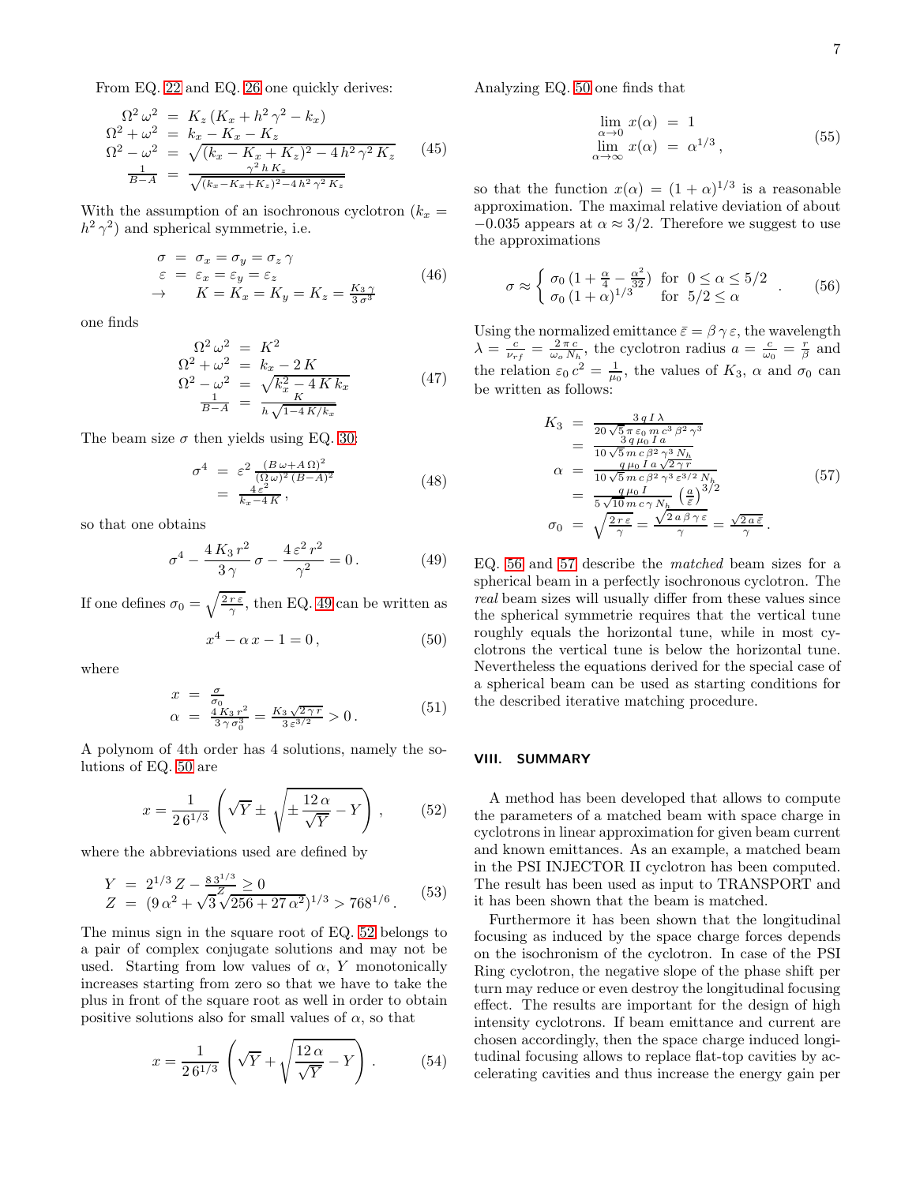From EQ. 22 and EQ. 26 one quickly derives:

$$
\begin{aligned}
\Omega^2\,\omega^2 &= K_z\,(K_x + h^2\,\gamma^2 - k_x) \\
\Omega^2 + \omega^2 &= k_x - K_x - K_z \\
\Omega^2 - \omega^2 &= \sqrt{(k_x - K_x + K_z)^2 - 4\,h^2\,\gamma^2\,K_z} \\
\frac{1}{B-A} &= \frac{\gamma^2\,h\,K_z}{\sqrt{(k_x - K_x + K_z)^2 - 4\,h^2\,\gamma^2\,K_z}}
\end{aligned}
\tag{45}
$$

With the assumption of an isochronous cyclotron ($k_x = h^2\,\gamma^2$) and spherical symmetrie, i.e.

$$
\begin{aligned}
\sigma &= \sigma_x = \sigma_y = \sigma_z\,\gamma \\
\varepsilon &= \varepsilon_x = \varepsilon_y = \varepsilon_z \\
\rightarrow \quad K &= K_x = K_y = K_z = \frac{K_3\,\gamma}{3\,\sigma^3}
\end{aligned}
\tag{46}
$$

one finds

$$
\begin{aligned}
\Omega^2\,\omega^2 &= K^2 \\
\Omega^2 + \omega^2 &= k_x - 2\,K \\
\Omega^2 - \omega^2 &= \sqrt{k_x^2 - 4\,K\,k_x} \\
\frac{1}{B-A} &= \frac{K}{h\,\sqrt{1 - 4\,K/k_x}}
\end{aligned}
\tag{47}
$$

The beam size $\sigma$ then yields using EQ. 30:

$$
\begin{aligned}
\sigma^4 &= \varepsilon^2\,\frac{(B\,\omega + A\,\Omega)^2}{(\Omega\,\omega)^2\,(B-A)^2} \\
&= \frac{4\,\varepsilon^2}{k_x - 4\,K}\,,
\end{aligned}
\tag{48}
$$

so that one obtains

$$
\sigma^4 - \frac{4\,K_3\,r^2}{3\,\gamma}\,\sigma - \frac{4\,\varepsilon^2\,r^2}{\gamma^2} = 0\,.
\tag{49}
$$

If one defines $\sigma_0 = \sqrt{\frac{2\,r\,\varepsilon}{\gamma}}$, then EQ. 49 can be written as

$$
x^4 - \alpha\,x - 1 = 0\,,
\tag{50}
$$

where

$$
\begin{aligned}
x &= \frac{\sigma}{\sigma_0} \\
\alpha &= \frac{4\,K_3\,r^2}{3\,\gamma\,\sigma_0^3} = \frac{K_3\,\sqrt{2\,\gamma\,r}}{3\,\varepsilon^{3/2}} > 0\,.
\end{aligned}
\tag{51}
$$

A polynom of 4th order has 4 solutions, namely the solutions of EQ. 50 are

$$
x = \frac{1}{2\,6^{1/3}}\left(\sqrt{Y} \pm \sqrt{\pm\frac{12\,\alpha}{\sqrt{Y}} - Y}\right)\,,
\tag{52}
$$

where the abbreviations used are defined by

$$
\begin{aligned}
Y &= 2^{1/3}\,Z - \frac{8\,3^{1/3}}{Z} \geq 0 \\
Z &= (9\,\alpha^2 + \sqrt{3}\,\sqrt{256 + 27\,\alpha^2})^{1/3} > 768^{1/6}\,.
\end{aligned}
\tag{53}
$$

The minus sign in the square root of EQ. 52 belongs to a pair of complex conjugate solutions and may not be used. Starting from low values of $\alpha$, $Y$ monotonically increases starting from zero so that we have to take the plus in front of the square root as well in order to obtain positive solutions also for small values of $\alpha$, so that

$$
x = \frac{1}{2\,6^{1/3}}\left(\sqrt{Y} + \sqrt{\frac{12\,\alpha}{\sqrt{Y}} - Y}\right)\,.
\tag{54}
$$

Analyzing EQ. 50 one finds that

$$
\begin{aligned}
\lim_{\alpha\to 0} x(\alpha) &= 1 \\
\lim_{\alpha\to\infty} x(\alpha) &= \alpha^{1/3}\,,
\end{aligned}
\tag{55}
$$

so that the function $x(\alpha) = (1+\alpha)^{1/3}$ is a reasonable approximation. The maximal relative deviation of about $-0.035$ appears at $\alpha \approx 3/2$. Therefore we suggest to use the approximations

$$
\sigma \approx \begin{cases} \sigma_0\,(1 + \frac{\alpha}{4} - \frac{\alpha^2}{32}) & \text{for} \quad 0 \leq \alpha \leq 5/2 \\ \sigma_0\,(1+\alpha)^{1/3} & \text{for} \quad 5/2 \leq \alpha \end{cases}\,.
\tag{56}
$$

Using the normalized emittance $\bar{\varepsilon} = \beta\,\gamma\,\varepsilon$, the wavelength $\lambda = \frac{c}{\nu_{rf}} = \frac{2\,\pi\,c}{\omega_o\,N_h}$, the cyclotron radius $a = \frac{c}{\omega_0} = \frac{r}{\beta}$ and the relation $\varepsilon_0\,c^2 = \frac{1}{\mu_0}$, the values of $K_3$, $\alpha$ and $\sigma_0$ can be written as follows:

$$
\begin{aligned}
K_3 &= \frac{3\,q\,I\,\lambda}{20\,\sqrt{5}\,\pi\,\varepsilon_0\,m\,c^3\,\beta^2\,\gamma^3} \\
&= \frac{3\,q\,\mu_0\,I\,a}{10\,\sqrt{5}\,m\,c\,\beta^2\,\gamma^3\,N_h} \\
\alpha &= \frac{q\,\mu_0\,I\,a\,\sqrt{2\,\gamma\,r}}{10\,\sqrt{5}\,m\,c\,\beta^2\,\gamma^3\,\varepsilon^{3/2}\,N_h} \\
&= \frac{q\,\mu_0\,I}{5\,\sqrt{10}\,m\,c\,\gamma\,N_h}\left(\frac{a}{\bar{\varepsilon}}\right)^{3/2} \\
\sigma_0 &= \sqrt{\frac{2\,r\,\varepsilon}{\gamma}} = \frac{\sqrt{2\,a\,\beta\,\gamma\,\varepsilon}}{\gamma} = \frac{\sqrt{2\,a\,\bar{\varepsilon}}}{\gamma}\,.
\end{aligned}
\tag{57}
$$

EQ. 56 and 57 describe the *matched* beam sizes for a spherical beam in a perfectly isochronous cyclotron. The *real* beam sizes will usually differ from these values since the spherical symmetrie requires that the vertical tune roughly equals the horizontal tune, while in most cyclotrons the vertical tune is below the horizontal tune. Nevertheless the equations derived for the special case of a spherical beam can be used as starting conditions for the described iterative matching procedure.

## VIII. SUMMARY

A method has been developed that allows to compute the parameters of a matched beam with space charge in cyclotrons in linear approximation for given beam current and known emittances. As an example, a matched beam in the PSI INJECTOR II cyclotron has been computed. The result has been used as input to TRANSPORT and it has been shown that the beam is matched.

Furthermore it has been shown that the longitudinal focusing as induced by the space charge forces depends on the isochronism of the cyclotron. In case of the PSI Ring cyclotron, the negative slope of the phase shift per turn may reduce or even destroy the longitudinal focusing effect. The results are important for the design of high intensity cyclotrons. If beam emittance and current are chosen accordingly, then the space charge induced longitudinal focusing allows to replace flat-top cavities by accelerating cavities and thus increase the energy gain per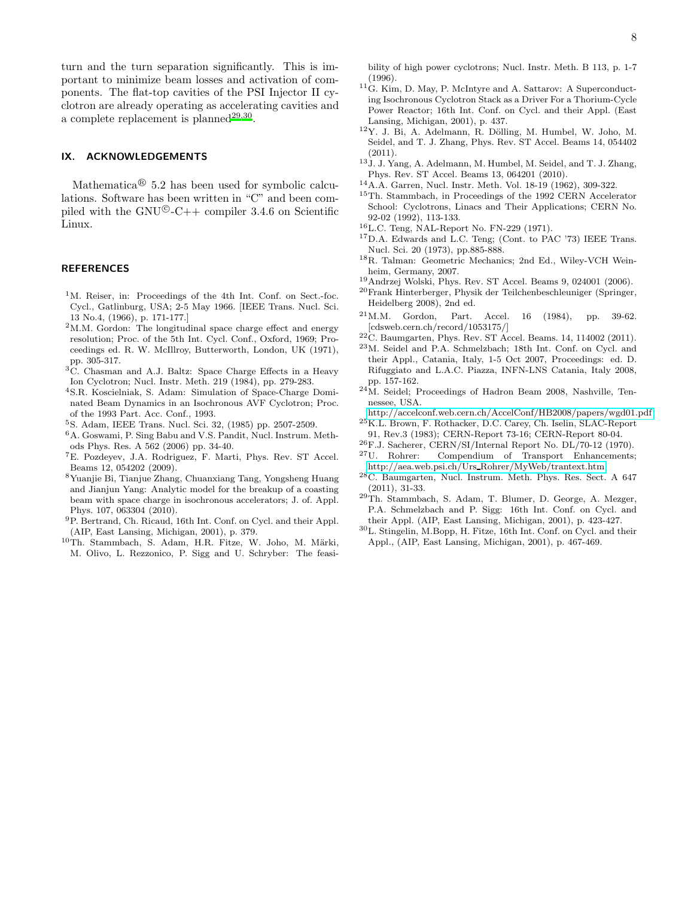turn and the turn separation significantly. This is important to minimize beam losses and activation of components. The flat-top cavities of the PSI Injector II cyclotron are already operating as accelerating cavities and a complete replacement is planned[29,30].

## IX. ACKNOWLEDGEMENTS

Mathematica® 5.2 has been used for symbolic calculations. Software has been written in "C" and been compiled with the GNU©-C++ compiler 3.4.6 on Scientific Linux.

## REFERENCES

[1] M. Reiser, in: Proceedings of the 4th Int. Conf. on Sect.-foc. Cycl., Gatlinburg, USA; 2-5 May 1966. [IEEE Trans. Nucl. Sci. 13 No.4, (1966), p. 171-177.]

[2] M.M. Gordon: The longitudinal space charge effect and energy resolution; Proc. of the 5th Int. Cycl. Conf., Oxford, 1969; Proceedings ed. R. W. McIllroy, Butterworth, London, UK (1971), pp. 305-317.

[3] C. Chasman and A.J. Baltz: Space Charge Effects in a Heavy Ion Cyclotron; Nucl. Instr. Meth. 219 (1984), pp. 279-283.

[4] S.R. Koscielniak, S. Adam: Simulation of Space-Charge Dominated Beam Dynamics in an Isochronous AVF Cyclotron; Proc. of the 1993 Part. Acc. Conf., 1993.

[5] S. Adam, IEEE Trans. Nucl. Sci. 32, (1985) pp. 2507-2509.

[6] A. Goswami, P. Sing Babu and V.S. Pandit, Nucl. Instrum. Methods Phys. Res. A 562 (2006) pp. 34-40.

[7] E. Pozdeyev, J.A. Rodriguez, F. Marti, Phys. Rev. ST Accel. Beams 12, 054202 (2009).

[8] Yuanjie Bi, Tianjue Zhang, Chuanxiang Tang, Yongsheng Huang and Jianjun Yang: Analytic model for the breakup of a coasting beam with space charge in isochronous accelerators; J. of. Appl. Phys. 107, 063304 (2010).

[9] P. Bertrand, Ch. Ricaud, 16th Int. Conf. on Cycl. and their Appl. (AIP, East Lansing, Michigan, 2001), p. 379.

[10] Th. Stammbach, S. Adam, H.R. Fitze, W. Joho, M. Märki, M. Olivo, L. Rezzonico, P. Sigg and U. Schryber: The feasibility of high power cyclotrons; Nucl. Instr. Meth. B 113, p. 1-7 (1996).

[11] G. Kim, D. May, P. McIntyre and A. Sattarov: A Superconducting Isochronous Cyclotron Stack as a Driver For a Thorium-Cycle Power Reactor; 16th Int. Conf. on Cycl. and their Appl. (East Lansing, Michigan, 2001), p. 437.

[12] Y. J. Bi, A. Adelmann, R. Dölling, M. Humbel, W. Joho, M. Seidel, and T. J. Zhang, Phys. Rev. ST Accel. Beams 14, 054402 (2011).

[13] J. J. Yang, A. Adelmann, M. Humbel, M. Seidel, and T. J. Zhang, Phys. Rev. ST Accel. Beams 13, 064201 (2010).

[14] A.A. Garren, Nucl. Instr. Meth. Vol. 18-19 (1962), 309-322.

[15] Th. Stammbach, in Proceedings of the 1992 CERN Accelerator School: Cyclotrons, Linacs and Their Applications; CERN No. 92-02 (1992), 113-133.

[16] L.C. Teng, NAL-Report No. FN-229 (1971).

[17] D.A. Edwards and L.C. Teng; (Cont. to PAC '73) IEEE Trans. Nucl. Sci. 20 (1973), pp.885-888.

[18] R. Talman: Geometric Mechanics; 2nd Ed., Wiley-VCH Weinheim, Germany, 2007.

[19] Andrzej Wolski, Phys. Rev. ST Accel. Beams 9, 024001 (2006).

[20] Frank Hinterberger, Physik der Teilchenbeschleuniger (Springer, Heidelberg 2008), 2nd ed.

[21] M.M. Gordon, Part. Accel. 16 (1984), pp. 39-62. [cdsweb.cern.ch/record/1053175/]

[22] C. Baumgarten, Phys. Rev. ST Accel. Beams. 14, 114002 (2011).

[23] M. Seidel and P.A. Schmelzbach; 18th Int. Conf. on Cycl. and their Appl., Catania, Italy, 1-5 Oct 2007, Proceedings: ed. D. Rifuggiato and L.A.C. Piazza, INFN-LNS Catania, Italy 2008, pp. 157-162.

[24] M. Seidel; Proceedings of Hadron Beam 2008, Nashville, Tennessee, USA. http://accelconf.web.cern.ch/AccelConf/HB2008/papers/wgd01.pdf

[25] K.L. Brown, F. Rothacker, D.C. Carey, Ch. Iselin, SLAC-Report 91, Rev.3 (1983); CERN-Report 73-16; CERN-Report 80-04.

[26] F.J. Sacherer, CERN/SI/Internal Report No. DL/70-12 (1970).

[27] U. Rohrer: Compendium of Transport Enhancements; http://aea.web.psi.ch/Urs_Rohrer/MyWeb/trantext.htm

[28] C. Baumgarten, Nucl. Instrum. Meth. Phys. Res. Sect. A 647 (2011), 31-33.

[29] Th. Stammbach, S. Adam, T. Blumer, D. George, A. Mezger, P.A. Schmelzbach and P. Sigg: 16th Int. Conf. on Cycl. and their Appl. (AIP, East Lansing, Michigan, 2001), p. 423-427.

[30] L. Stingelin, M.Bopp, H. Fitze, 16th Int. Conf. on Cycl. and their Appl., (AIP, East Lansing, Michigan, 2001), p. 467-469.